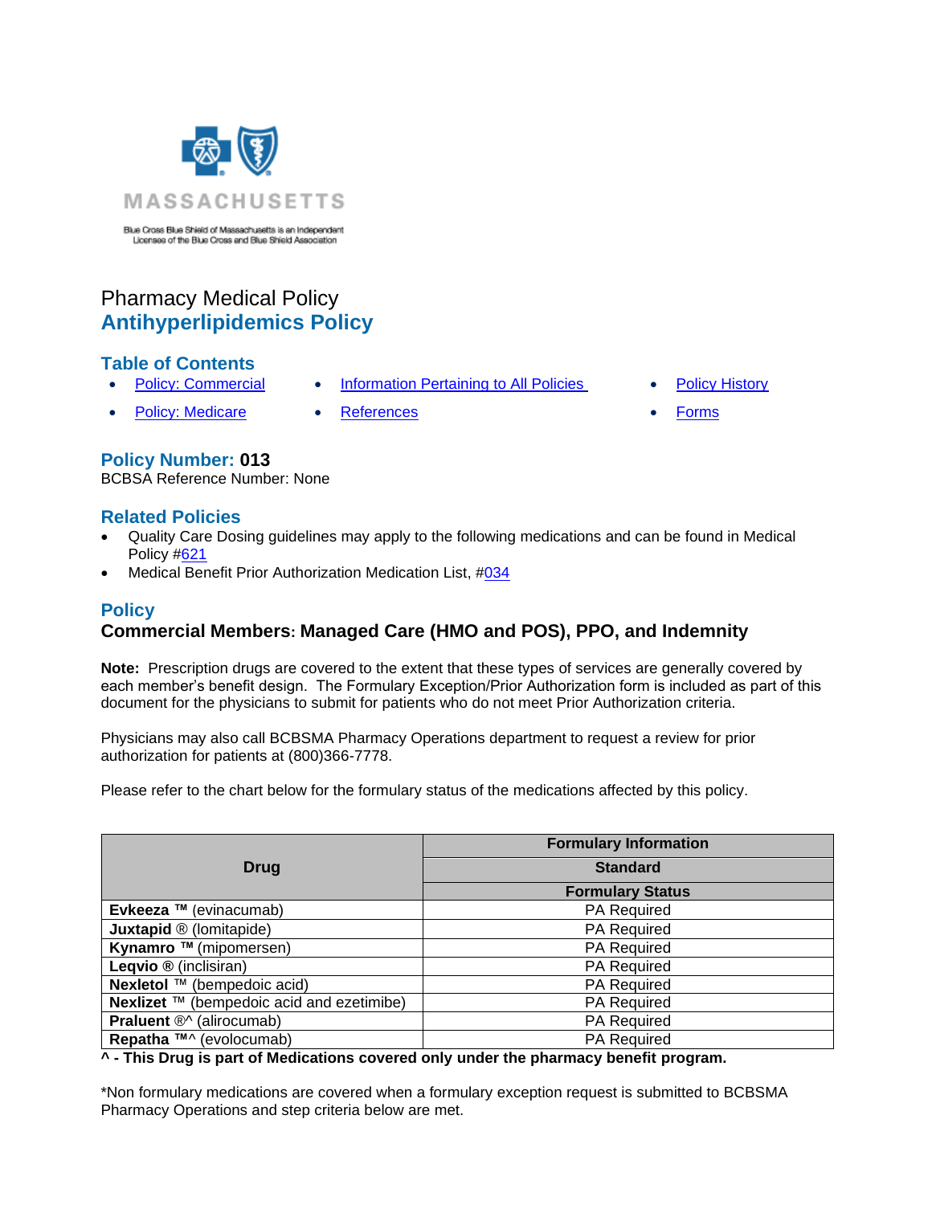MASSACHUSETTS

Blue Cross Blue Shield of Massachusetts is an Independent Licensee of the Blue Cross and Blue Shield Association

# Pharmacy Medical Policy
# Antihyperlipidemics Policy

## Table of Contents

- Policy: Commercial
- Policy: Medicare
- Information Pertaining to All Policies
- References
- Policy History
- Forms

## Policy Number: 013

BCBSA Reference Number: None

## Related Policies

- Quality Care Dosing guidelines may apply to the following medications and can be found in Medical Policy #621
- Medical Benefit Prior Authorization Medication List, #034

## Policy

### Commercial Members: Managed Care (HMO and POS), PPO, and Indemnity

**Note:** Prescription drugs are covered to the extent that these types of services are generally covered by each member's benefit design. The Formulary Exception/Prior Authorization form is included as part of this document for the physicians to submit for patients who do not meet Prior Authorization criteria.

Physicians may also call BCBSMA Pharmacy Operations department to request a review for prior authorization for patients at (800)366-7778.

Please refer to the chart below for the formulary status of the medications affected by this policy.

| Drug | Formulary Information |
|---|---|
| | Standard |
| | Formulary Status |
| **Evkeeza** ™ (evinacumab) | PA Required |
| **Juxtapid** ® (lomitapide) | PA Required |
| **Kynamro** ™ (mipomersen) | PA Required |
| **Leqvio** ® (inclisiran) | PA Required |
| **Nexletol** ™ (bempedoic acid) | PA Required |
| **Nexlizet** ™ (bempedoic acid and ezetimibe) | PA Required |
| **Praluent** ®^ (alirocumab) | PA Required |
| **Repatha** ™^ (evolocumab) | PA Required |

**^ - This Drug is part of Medications covered only under the pharmacy benefit program.**

*Non formulary medications are covered when a formulary exception request is submitted to BCBSMA Pharmacy Operations and step criteria below are met.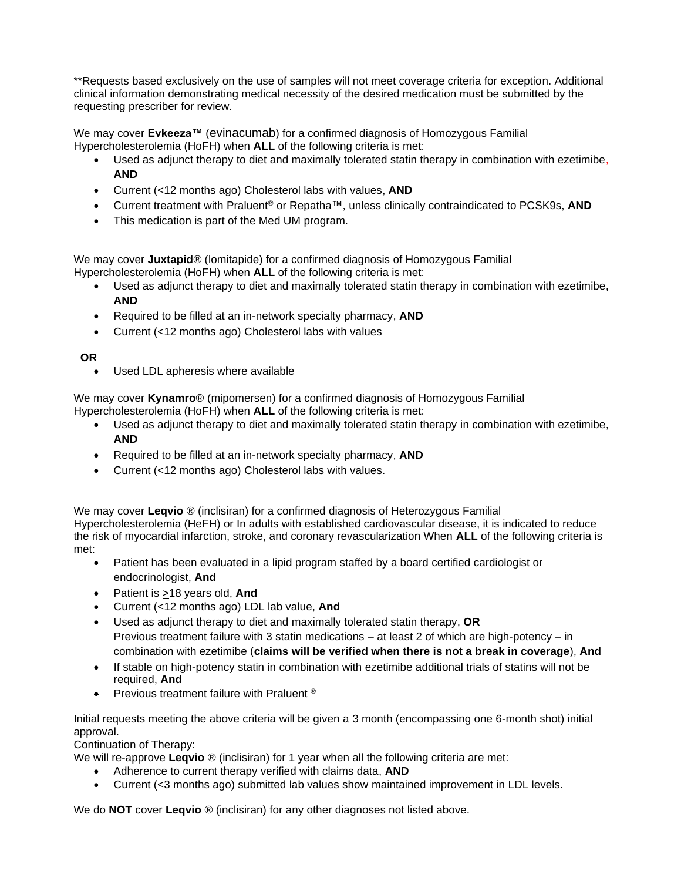**Requests based exclusively on the use of samples will not meet coverage criteria for exception. Additional clinical information demonstrating medical necessity of the desired medication must be submitted by the requesting prescriber for review.

We may cover **Evkeeza™** (evinacumab) for a confirmed diagnosis of Homozygous Familial Hypercholesterolemia (HoFH) when **ALL** of the following criteria is met:

- Used as adjunct therapy to diet and maximally tolerated statin therapy in combination with ezetimibe, **AND**
- Current (<12 months ago) Cholesterol labs with values, **AND**
- Current treatment with Praluent® or Repatha™, unless clinically contraindicated to PCSK9s, **AND**
- This medication is part of the Med UM program.

We may cover **Juxtapid**® (lomitapide) for a confirmed diagnosis of Homozygous Familial Hypercholesterolemia (HoFH) when **ALL** of the following criteria is met:

- Used as adjunct therapy to diet and maximally tolerated statin therapy in combination with ezetimibe, **AND**
- Required to be filled at an in-network specialty pharmacy, **AND**
- Current (<12 months ago) Cholesterol labs with values

**OR**

- Used LDL apheresis where available

We may cover **Kynamro**® (mipomersen) for a confirmed diagnosis of Homozygous Familial Hypercholesterolemia (HoFH) when **ALL** of the following criteria is met:

- Used as adjunct therapy to diet and maximally tolerated statin therapy in combination with ezetimibe, **AND**
- Required to be filled at an in-network specialty pharmacy, **AND**
- Current (<12 months ago) Cholesterol labs with values.

We may cover **Leqvio** ® (inclisiran) for a confirmed diagnosis of Heterozygous Familial Hypercholesterolemia (HeFH) or In adults with established cardiovascular disease, it is indicated to reduce the risk of myocardial infarction, stroke, and coronary revascularization When **ALL** of the following criteria is met:

- Patient has been evaluated in a lipid program staffed by a board certified cardiologist or endocrinologist, **And**
- Patient is ≥18 years old, **And**
- Current (<12 months ago) LDL lab value, **And**
- Used as adjunct therapy to diet and maximally tolerated statin therapy, **OR**
  Previous treatment failure with 3 statin medications – at least 2 of which are high-potency – in combination with ezetimibe (**claims will be verified when there is not a break in coverage**), **And**
- If stable on high-potency statin in combination with ezetimibe additional trials of statins will not be required, **And**
- Previous treatment failure with Praluent ®

Initial requests meeting the above criteria will be given a 3 month (encompassing one 6-month shot) initial approval.

Continuation of Therapy:

We will re-approve **Leqvio** ® (inclisiran) for 1 year when all the following criteria are met:

- Adherence to current therapy verified with claims data, **AND**
- Current (<3 months ago) submitted lab values show maintained improvement in LDL levels.

We do **NOT** cover **Leqvio** ® (inclisiran) for any other diagnoses not listed above.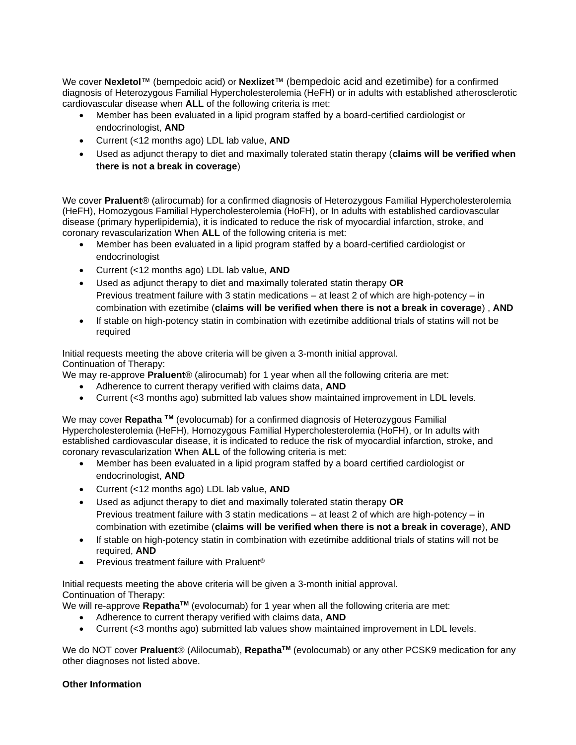We cover **Nexletol**™ (bempedoic acid) or **Nexlizet**™ (bempedoic acid and ezetimibe) for a confirmed diagnosis of Heterozygous Familial Hypercholesterolemia (HeFH) or in adults with established atherosclerotic cardiovascular disease when **ALL** of the following criteria is met:

- Member has been evaluated in a lipid program staffed by a board-certified cardiologist or endocrinologist, **AND**
- Current (<12 months ago) LDL lab value, **AND**
- Used as adjunct therapy to diet and maximally tolerated statin therapy (**claims will be verified when there is not a break in coverage**)

We cover **Praluent**® (alirocumab) for a confirmed diagnosis of Heterozygous Familial Hypercholesterolemia (HeFH), Homozygous Familial Hypercholesterolemia (HoFH), or In adults with established cardiovascular disease (primary hyperlipidemia), it is indicated to reduce the risk of myocardial infarction, stroke, and coronary revascularization When **ALL** of the following criteria is met:

- Member has been evaluated in a lipid program staffed by a board-certified cardiologist or endocrinologist
- Current (<12 months ago) LDL lab value, **AND**
- Used as adjunct therapy to diet and maximally tolerated statin therapy **OR**
  Previous treatment failure with 3 statin medications – at least 2 of which are high-potency – in combination with ezetimibe (**claims will be verified when there is not a break in coverage**) , **AND**
- If stable on high-potency statin in combination with ezetimibe additional trials of statins will not be required

Initial requests meeting the above criteria will be given a 3-month initial approval.
Continuation of Therapy:
We may re-approve **Praluent**® (alirocumab) for 1 year when all the following criteria are met:

- Adherence to current therapy verified with claims data, **AND**
- Current (<3 months ago) submitted lab values show maintained improvement in LDL levels.

We may cover **Repatha** ™ (evolocumab) for a confirmed diagnosis of Heterozygous Familial Hypercholesterolemia (HeFH), Homozygous Familial Hypercholesterolemia (HoFH), or In adults with established cardiovascular disease, it is indicated to reduce the risk of myocardial infarction, stroke, and coronary revascularization When **ALL** of the following criteria is met:

- Member has been evaluated in a lipid program staffed by a board certified cardiologist or endocrinologist, **AND**
- Current (<12 months ago) LDL lab value, **AND**
- Used as adjunct therapy to diet and maximally tolerated statin therapy **OR**
  Previous treatment failure with 3 statin medications – at least 2 of which are high-potency – in combination with ezetimibe (**claims will be verified when there is not a break in coverage**), **AND**
- If stable on high-potency statin in combination with ezetimibe additional trials of statins will not be required, **AND**
- Previous treatment failure with Praluent®

Initial requests meeting the above criteria will be given a 3-month initial approval.
Continuation of Therapy:
We will re-approve **Repatha**™ (evolocumab) for 1 year when all the following criteria are met:

- Adherence to current therapy verified with claims data, **AND**
- Current (<3 months ago) submitted lab values show maintained improvement in LDL levels.

We do NOT cover **Praluent**® (Alilocumab), **Repatha**™ (evolocumab) or any other PCSK9 medication for any other diagnoses not listed above.

**Other Information**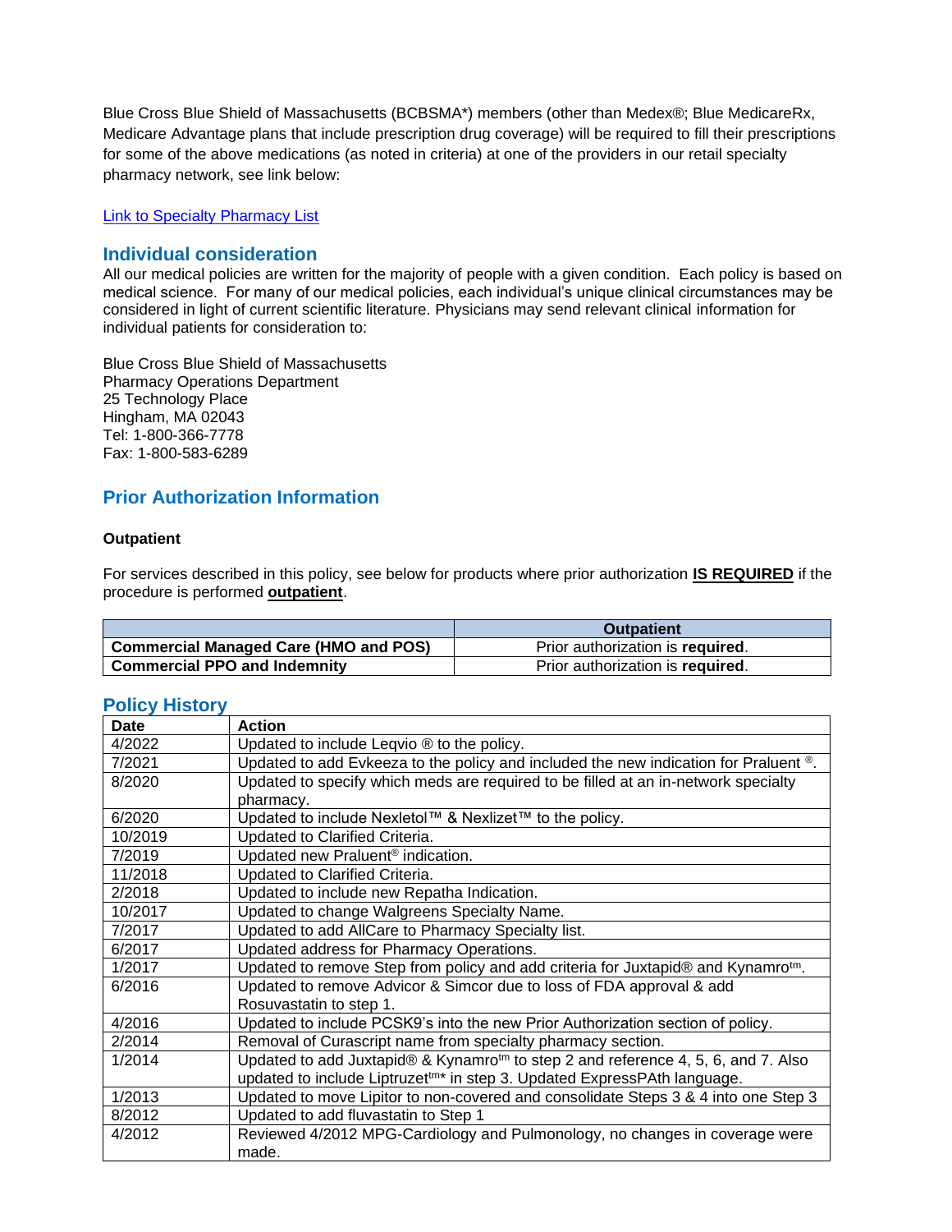Blue Cross Blue Shield of Massachusetts (BCBSMA*) members (other than Medex®; Blue MedicareRx, Medicare Advantage plans that include prescription drug coverage) will be required to fill their prescriptions for some of the above medications (as noted in criteria) at one of the providers in our retail specialty pharmacy network, see link below:

[Link to Specialty Pharmacy List]

## Individual consideration

All our medical policies are written for the majority of people with a given condition. Each policy is based on medical science. For many of our medical policies, each individual's unique clinical circumstances may be considered in light of current scientific literature. Physicians may send relevant clinical information for individual patients for consideration to:

Blue Cross Blue Shield of Massachusetts
Pharmacy Operations Department
25 Technology Place
Hingham, MA 02043
Tel: 1-800-366-7778
Fax: 1-800-583-6289

## Prior Authorization Information

### Outpatient

For services described in this policy, see below for products where prior authorization **IS REQUIRED** if the procedure is performed **outpatient**.

| | Outpatient |
|---|---|
| **Commercial Managed Care (HMO and POS)** | Prior authorization is **required**. |
| **Commercial PPO and Indemnity** | Prior authorization is **required**. |

## Policy History

| Date | Action |
|---|---|
| 4/2022 | Updated to include Leqvio ® to the policy. |
| 7/2021 | Updated to add Evkeeza to the policy and included the new indication for Praluent ®. |
| 8/2020 | Updated to specify which meds are required to be filled at an in-network specialty pharmacy. |
| 6/2020 | Updated to include Nexletol™ & Nexlizet™ to the policy. |
| 10/2019 | Updated to Clarified Criteria. |
| 7/2019 | Updated new Praluent® indication. |
| 11/2018 | Updated to Clarified Criteria. |
| 2/2018 | Updated to include new Repatha Indication. |
| 10/2017 | Updated to change Walgreens Specialty Name. |
| 7/2017 | Updated to add AllCare to Pharmacy Specialty list. |
| 6/2017 | Updated address for Pharmacy Operations. |
| 1/2017 | Updated to remove Step from policy and add criteria for Juxtapid® and Kynamro™. |
| 6/2016 | Updated to remove Advicor & Simcor due to loss of FDA approval & add Rosuvastatin to step 1. |
| 4/2016 | Updated to include PCSK9's into the new Prior Authorization section of policy. |
| 2/2014 | Removal of Curascript name from specialty pharmacy section. |
| 1/2014 | Updated to add Juxtapid® & Kynamro™ to step 2 and reference 4, 5, 6, and 7. Also updated to include Liptruzet™* in step 3. Updated ExpressPAth language. |
| 1/2013 | Updated to move Lipitor to non-covered and consolidate Steps 3 & 4 into one Step 3 |
| 8/2012 | Updated to add fluvastatin to Step 1 |
| 4/2012 | Reviewed 4/2012 MPG-Cardiology and Pulmonology, no changes in coverage were made. |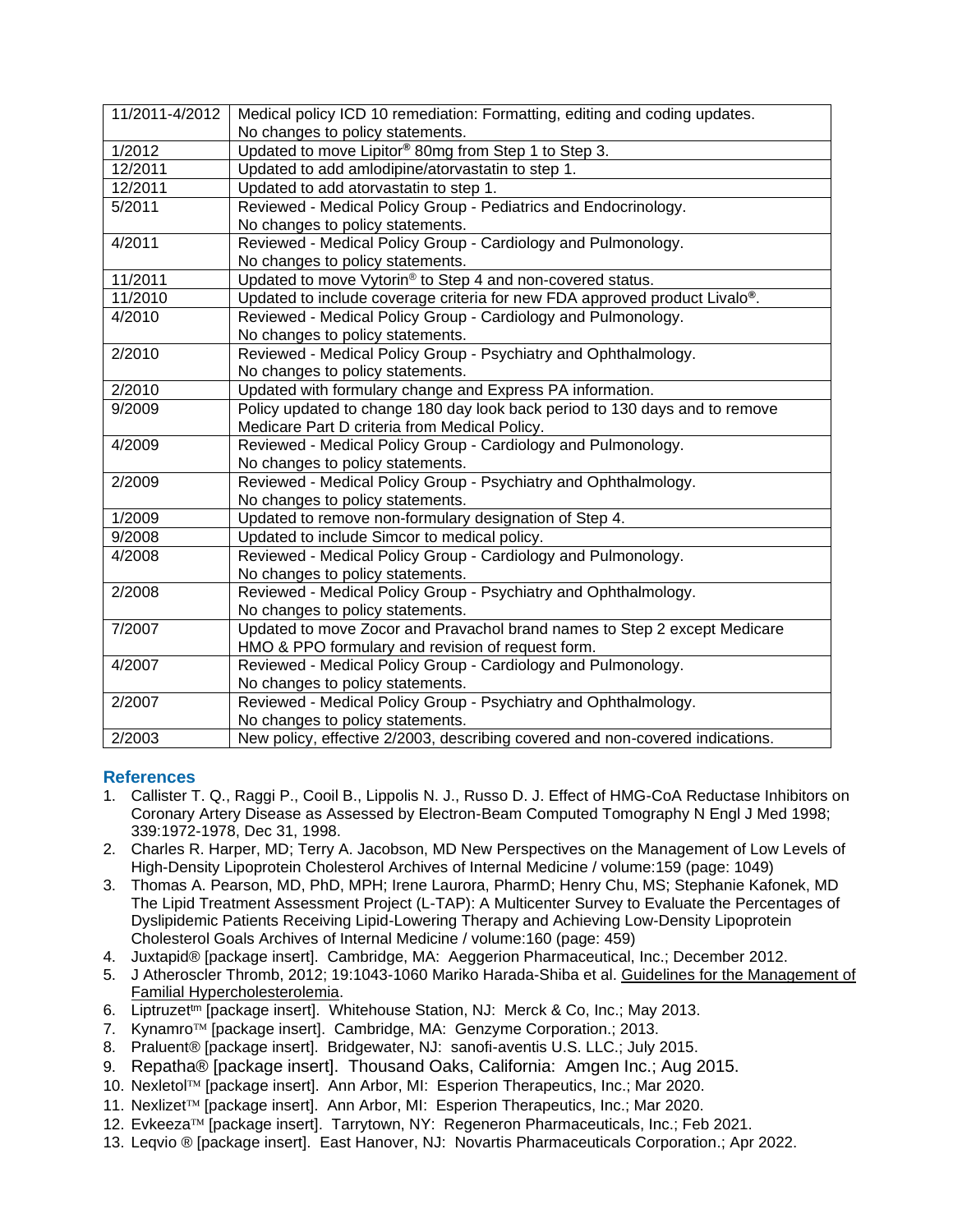| 11/2011-4/2012 | Medical policy ICD 10 remediation: Formatting, editing and coding updates. No changes to policy statements. |
|---|---|
| 1/2012 | Updated to move Lipitor® 80mg from Step 1 to Step 3. |
| 12/2011 | Updated to add amlodipine/atorvastatin to step 1. |
| 12/2011 | Updated to add atorvastatin to step 1. |
| 5/2011 | Reviewed - Medical Policy Group - Pediatrics and Endocrinology. No changes to policy statements. |
| 4/2011 | Reviewed - Medical Policy Group - Cardiology and Pulmonology. No changes to policy statements. |
| 11/2011 | Updated to move Vytorin® to Step 4 and non-covered status. |
| 11/2010 | Updated to include coverage criteria for new FDA approved product Livalo®. |
| 4/2010 | Reviewed - Medical Policy Group - Cardiology and Pulmonology. No changes to policy statements. |
| 2/2010 | Reviewed - Medical Policy Group - Psychiatry and Ophthalmology. No changes to policy statements. |
| 2/2010 | Updated with formulary change and Express PA information. |
| 9/2009 | Policy updated to change 180 day look back period to 130 days and to remove Medicare Part D criteria from Medical Policy. |
| 4/2009 | Reviewed - Medical Policy Group - Cardiology and Pulmonology. No changes to policy statements. |
| 2/2009 | Reviewed - Medical Policy Group - Psychiatry and Ophthalmology. No changes to policy statements. |
| 1/2009 | Updated to remove non-formulary designation of Step 4. |
| 9/2008 | Updated to include Simcor to medical policy. |
| 4/2008 | Reviewed - Medical Policy Group - Cardiology and Pulmonology. No changes to policy statements. |
| 2/2008 | Reviewed - Medical Policy Group - Psychiatry and Ophthalmology. No changes to policy statements. |
| 7/2007 | Updated to move Zocor and Pravachol brand names to Step 2 except Medicare HMO & PPO formulary and revision of request form. |
| 4/2007 | Reviewed - Medical Policy Group - Cardiology and Pulmonology. No changes to policy statements. |
| 2/2007 | Reviewed - Medical Policy Group - Psychiatry and Ophthalmology. No changes to policy statements. |
| 2/2003 | New policy, effective 2/2003, describing covered and non-covered indications. |

## References

1. Callister T. Q., Raggi P., Cooil B., Lippolis N. J., Russo D. J. Effect of HMG-CoA Reductase Inhibitors on Coronary Artery Disease as Assessed by Electron-Beam Computed Tomography N Engl J Med 1998; 339:1972-1978, Dec 31, 1998.
2. Charles R. Harper, MD; Terry A. Jacobson, MD New Perspectives on the Management of Low Levels of High-Density Lipoprotein Cholesterol Archives of Internal Medicine / volume:159 (page: 1049)
3. Thomas A. Pearson, MD, PhD, MPH; Irene Laurora, PharmD; Henry Chu, MS; Stephanie Kafonek, MD The Lipid Treatment Assessment Project (L-TAP): A Multicenter Survey to Evaluate the Percentages of Dyslipidemic Patients Receiving Lipid-Lowering Therapy and Achieving Low-Density Lipoprotein Cholesterol Goals Archives of Internal Medicine / volume:160 (page: 459)
4. Juxtapid® [package insert]. Cambridge, MA: Aeggerion Pharmaceutical, Inc.; December 2012.
5. J Atheroscler Thromb, 2012; 19:1043-1060 Mariko Harada-Shiba et al. Guidelines for the Management of Familial Hypercholesterolemia.
6. Liptruzet™ [package insert]. Whitehouse Station, NJ: Merck & Co, Inc.; May 2013.
7. Kynamro™ [package insert]. Cambridge, MA: Genzyme Corporation.; 2013.
8. Praluent® [package insert]. Bridgewater, NJ: sanofi-aventis U.S. LLC.; July 2015.
9. Repatha® [package insert]. Thousand Oaks, California: Amgen Inc.; Aug 2015.
10. Nexletol™ [package insert]. Ann Arbor, MI: Esperion Therapeutics, Inc.; Mar 2020.
11. Nexlizet™ [package insert]. Ann Arbor, MI: Esperion Therapeutics, Inc.; Mar 2020.
12. Evkeeza™ [package insert]. Tarrytown, NY: Regeneron Pharmaceuticals, Inc.; Feb 2021.
13. Leqvio ® [package insert]. East Hanover, NJ: Novartis Pharmaceuticals Corporation.; Apr 2022.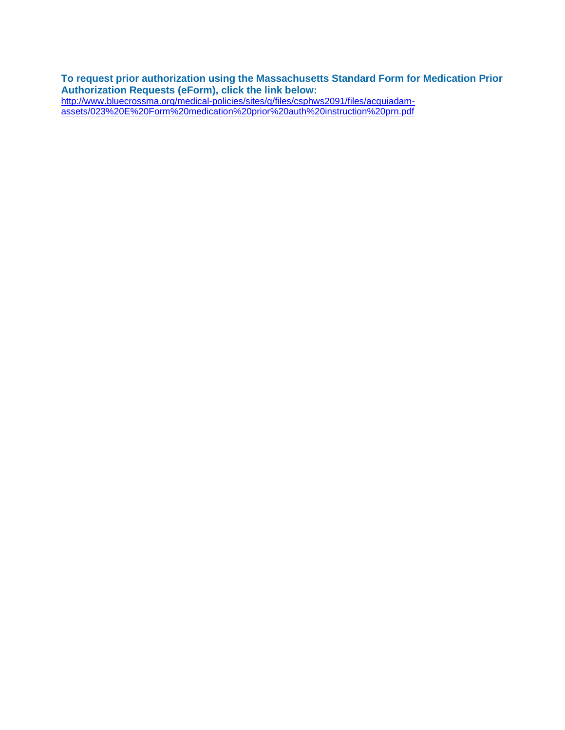**To request prior authorization using the Massachusetts Standard Form for Medication Prior Authorization Requests (eForm), click the link below:**

http://www.bluecrossma.org/medical-policies/sites/g/files/csphws2091/files/acquiadam-assets/023%20E%20Form%20medication%20prior%20auth%20instruction%20prn.pdf